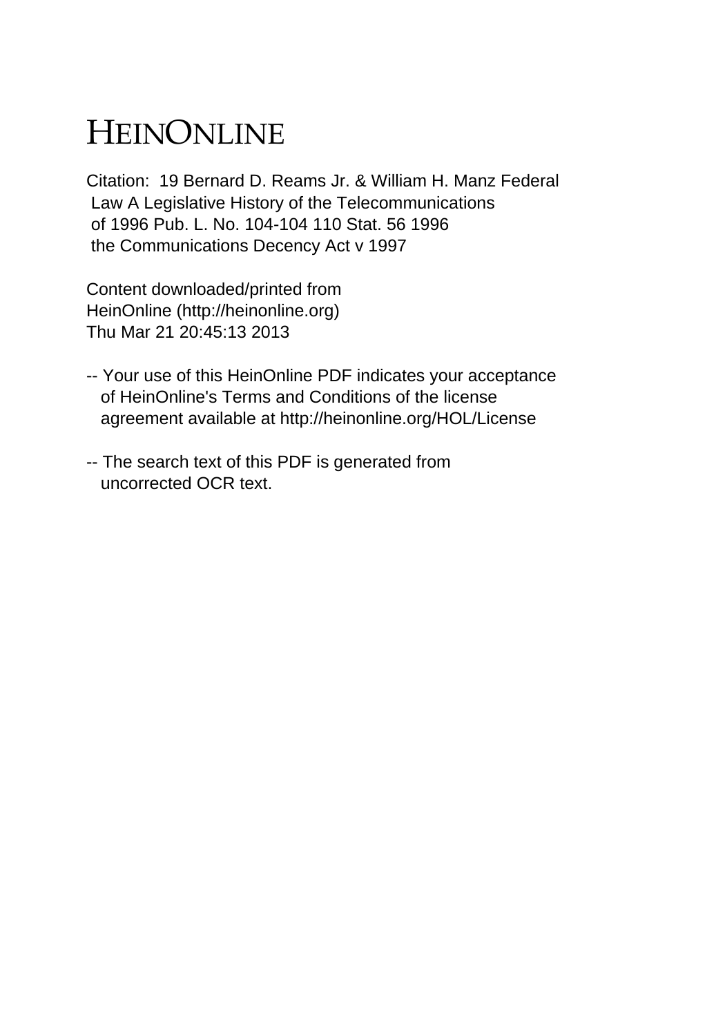# HEINONLINE

Citation: 19 Bernard D. Reams Jr. & William H. Manz Federal Law A Legislative History of the Telecommunications of 1996 Pub. L. No. 104-104 110 Stat. 56 1996 the Communications Decency Act v 1997

Content downloaded/printed from HeinOnline (http://heinonline.org)
Thu Mar 21 20:45:13 2013

-- Your use of this HeinOnline PDF indicates your acceptance of HeinOnline's Terms and Conditions of the license agreement available at http://heinonline.org/HOL/License

-- The search text of this PDF is generated from uncorrected OCR text.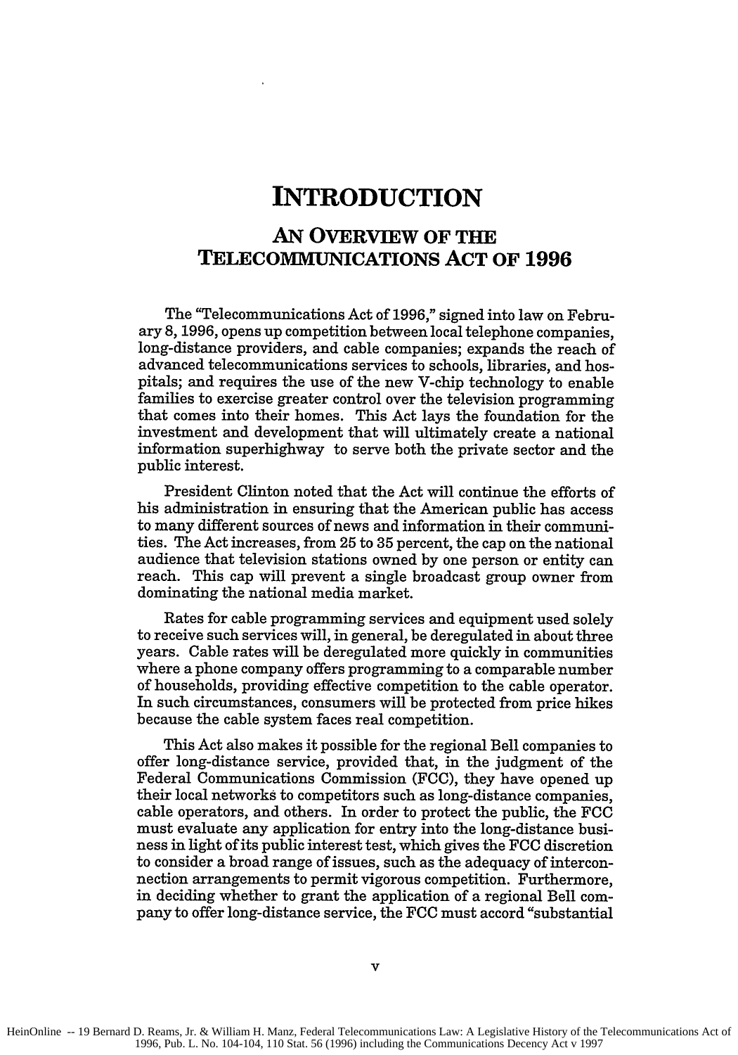# INTRODUCTION

## AN OVERVIEW OF THE TELECOMMUNICATIONS ACT OF 1996

The "Telecommunications Act of 1996," signed into law on February 8, 1996, opens up competition between local telephone companies, long-distance providers, and cable companies; expands the reach of advanced telecommunications services to schools, libraries, and hospitals; and requires the use of the new V-chip technology to enable families to exercise greater control over the television programming that comes into their homes. This Act lays the foundation for the investment and development that will ultimately create a national information superhighway to serve both the private sector and the public interest.

President Clinton noted that the Act will continue the efforts of his administration in ensuring that the American public has access to many different sources of news and information in their communities. The Act increases, from 25 to 35 percent, the cap on the national audience that television stations owned by one person or entity can reach. This cap will prevent a single broadcast group owner from dominating the national media market.

Rates for cable programming services and equipment used solely to receive such services will, in general, be deregulated in about three years. Cable rates will be deregulated more quickly in communities where a phone company offers programming to a comparable number of households, providing effective competition to the cable operator. In such circumstances, consumers will be protected from price hikes because the cable system faces real competition.

This Act also makes it possible for the regional Bell companies to offer long-distance service, provided that, in the judgment of the Federal Communications Commission (FCC), they have opened up their local networks to competitors such as long-distance companies, cable operators, and others. In order to protect the public, the FCC must evaluate any application for entry into the long-distance business in light of its public interest test, which gives the FCC discretion to consider a broad range of issues, such as the adequacy of interconnection arrangements to permit vigorous competition. Furthermore, in deciding whether to grant the application of a regional Bell company to offer long-distance service, the FCC must accord "substantial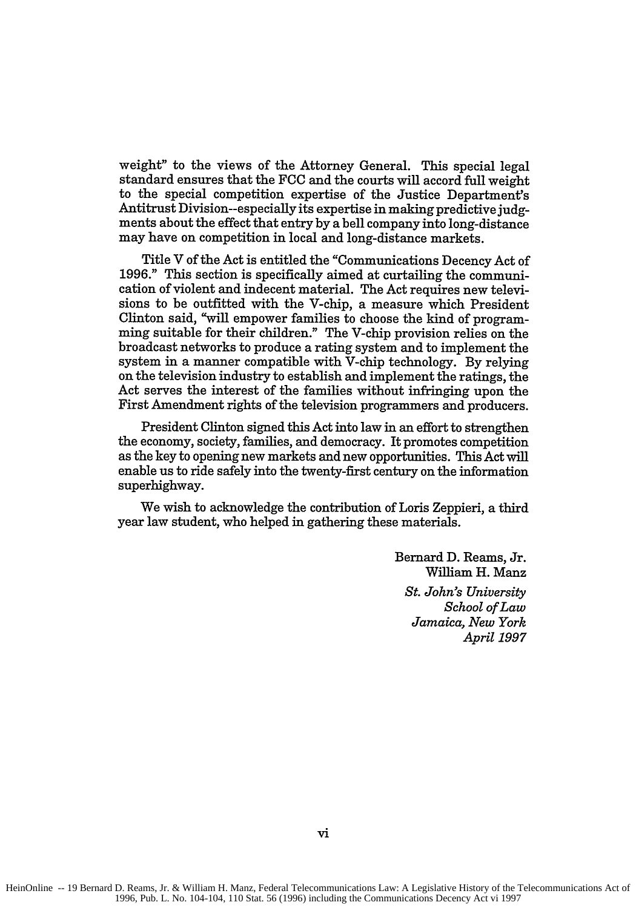weight" to the views of the Attorney General. This special legal standard ensures that the FCC and the courts will accord full weight to the special competition expertise of the Justice Department's Antitrust Division--especially its expertise in making predictive judgments about the effect that entry by a bell company into long-distance may have on competition in local and long-distance markets.

Title V of the Act is entitled the "Communications Decency Act of 1996." This section is specifically aimed at curtailing the communication of violent and indecent material. The Act requires new televisions to be outfitted with the V-chip, a measure which President Clinton said, "will empower families to choose the kind of programming suitable for their children." The V-chip provision relies on the broadcast networks to produce a rating system and to implement the system in a manner compatible with V-chip technology. By relying on the television industry to establish and implement the ratings, the Act serves the interest of the families without infringing upon the First Amendment rights of the television programmers and producers.

President Clinton signed this Act into law in an effort to strengthen the economy, society, families, and democracy. It promotes competition as the key to opening new markets and new opportunities. This Act will enable us to ride safely into the twenty-first century on the information superhighway.

We wish to acknowledge the contribution of Loris Zeppieri, a third year law student, who helped in gathering these materials.

Bernard D. Reams, Jr.
William H. Manz
*St. John's University*
*School of Law*
*Jamaica, New York*
*April 1997*